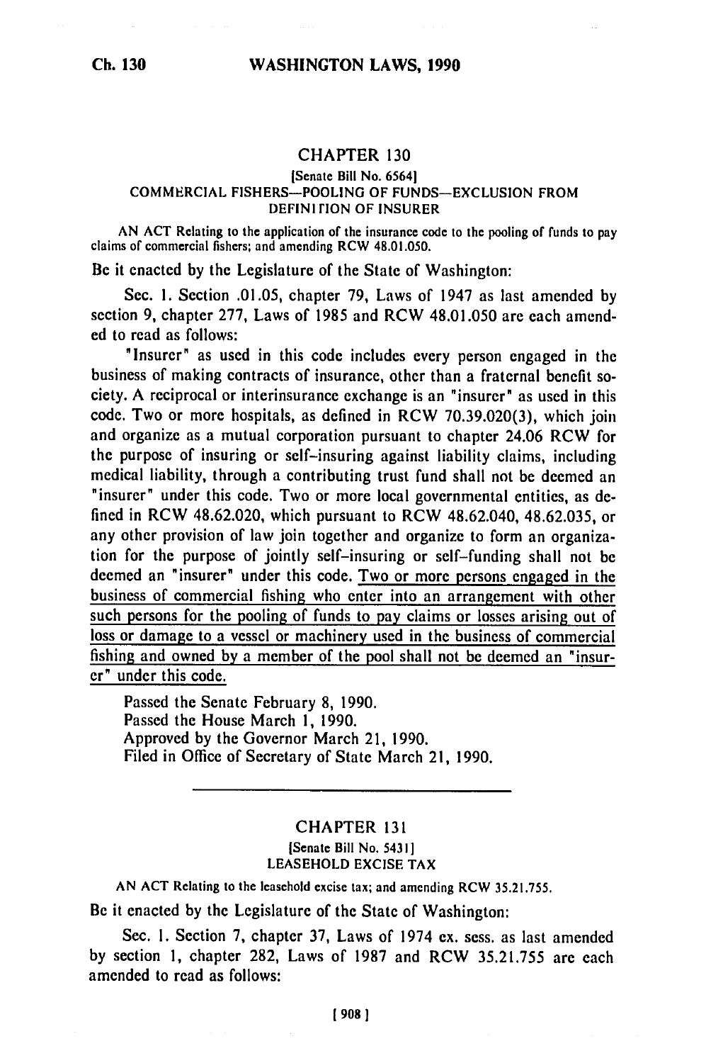## CHAPTER 130

[Senate Bill No. 6564]

### COMMERCIAL FISHERS—POOLING OF FUNDS—EXCLUSION FROM DEFINITION OF INSURER

AN ACT Relating to the application of the insurance code to the pooling of funds to pay claims of commercial fishers; and amending RCW 48.01.050.

Be it enacted by the Legislature of the State of Washington:

Sec. 1. Section .01.05, chapter 79, Laws of 1947 as last amended by section 9, chapter 277, Laws of 1985 and RCW 48.01.050 are each amended to read as follows:

"Insurer" as used in this code includes every person engaged in the business of making contracts of insurance, other than a fraternal benefit society. A reciprocal or interinsurance exchange is an "insurer" as used in this code. Two or more hospitals, as defined in RCW 70.39.020(3), which join and organize as a mutual corporation pursuant to chapter 24.06 RCW for the purpose of insuring or self-insuring against liability claims, including medical liability, through a contributing trust fund shall not be deemed an "insurer" under this code. Two or more local governmental entities, as defined in RCW 48.62.020, which pursuant to RCW 48.62.040, 48.62.035, or any other provision of law join together and organize to form an organization for the purpose of jointly self-insuring or self-funding shall not be deemed an "insurer" under this code. <u>Two or more persons engaged in the business of commercial fishing who enter into an arrangement with other such persons for the pooling of funds to pay claims or losses arising out of loss or damage to a vessel or machinery used in the business of commercial fishing and owned by a member of the pool shall not be deemed an "insurer" under this code.</u>

Passed the Senate February 8, 1990.
Passed the House March 1, 1990.
Approved by the Governor March 21, 1990.
Filed in Office of Secretary of State March 21, 1990.

---

## CHAPTER 131

[Senate Bill No. 5431]

### LEASEHOLD EXCISE TAX

AN ACT Relating to the leasehold excise tax; and amending RCW 35.21.755.

Be it enacted by the Legislature of the State of Washington:

Sec. 1. Section 7, chapter 37, Laws of 1974 ex. sess. as last amended by section 1, chapter 282, Laws of 1987 and RCW 35.21.755 are each amended to read as follows: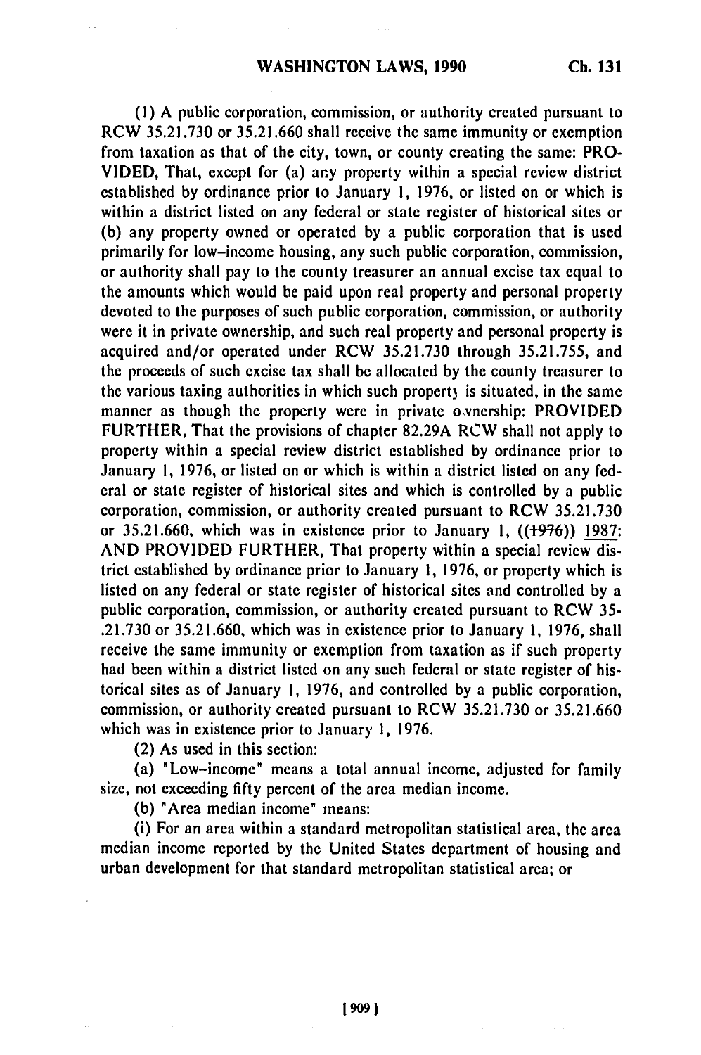(1) A public corporation, commission, or authority created pursuant to RCW 35.21.730 or 35.21.660 shall receive the same immunity or exemption from taxation as that of the city, town, or county creating the same: PROVIDED, That, except for (a) any property within a special review district established by ordinance prior to January 1, 1976, or listed on or which is within a district listed on any federal or state register of historical sites or (b) any property owned or operated by a public corporation that is used primarily for low-income housing, any such public corporation, commission, or authority shall pay to the county treasurer an annual excise tax equal to the amounts which would be paid upon real property and personal property devoted to the purposes of such public corporation, commission, or authority were it in private ownership, and such real property and personal property is acquired and/or operated under RCW 35.21.730 through 35.21.755, and the proceeds of such excise tax shall be allocated by the county treasurer to the various taxing authorities in which such property is situated, in the same manner as though the property were in private ownership: PROVIDED FURTHER, That the provisions of chapter 82.29A RCW shall not apply to property within a special review district established by ordinance prior to January 1, 1976, or listed on or which is within a district listed on any federal or state register of historical sites and which is controlled by a public corporation, commission, or authority created pursuant to RCW 35.21.730 or 35.21.660, which was in existence prior to January 1, ((~~1976~~)) 1987: AND PROVIDED FURTHER, That property within a special review district established by ordinance prior to January 1, 1976, or property which is listed on any federal or state register of historical sites and controlled by a public corporation, commission, or authority created pursuant to RCW 35-.21.730 or 35.21.660, which was in existence prior to January 1, 1976, shall receive the same immunity or exemption from taxation as if such property had been within a district listed on any such federal or state register of historical sites as of January 1, 1976, and controlled by a public corporation, commission, or authority created pursuant to RCW 35.21.730 or 35.21.660 which was in existence prior to January 1, 1976.

(2) As used in this section:

(a) "Low-income" means a total annual income, adjusted for family size, not exceeding fifty percent of the area median income.

(b) "Area median income" means:

(i) For an area within a standard metropolitan statistical area, the area median income reported by the United States department of housing and urban development for that standard metropolitan statistical area; or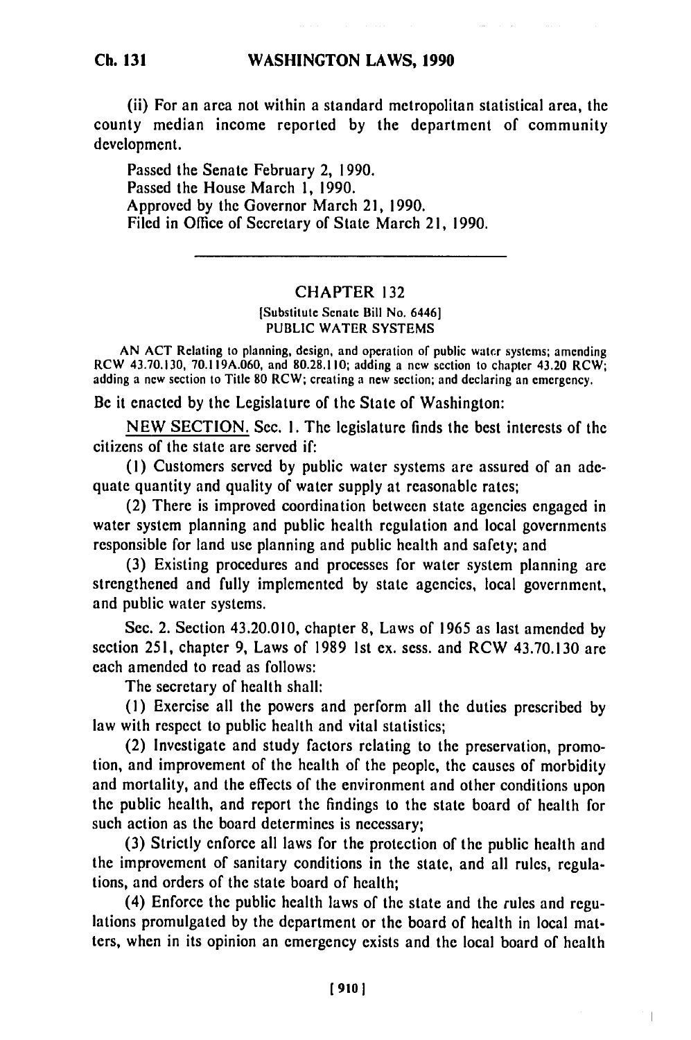(ii) For an area not within a standard metropolitan statistical area, the county median income reported by the department of community development.

Passed the Senate February 2, 1990.
Passed the House March 1, 1990.
Approved by the Governor March 21, 1990.
Filed in Office of Secretary of State March 21, 1990.

---

## CHAPTER 132

[Substitute Senate Bill No. 6446]
PUBLIC WATER SYSTEMS

AN ACT Relating to planning, design, and operation of public water systems; amending RCW 43.70.130, 70.119A.060, and 80.28.110; adding a new section to chapter 43.20 RCW; adding a new section to Title 80 RCW; creating a new section; and declaring an emergency.

Be it enacted by the Legislature of the State of Washington:

NEW SECTION. Sec. 1. The legislature finds the best interests of the citizens of the state are served if:

(1) Customers served by public water systems are assured of an adequate quantity and quality of water supply at reasonable rates;

(2) There is improved coordination between state agencies engaged in water system planning and public health regulation and local governments responsible for land use planning and public health and safety; and

(3) Existing procedures and processes for water system planning are strengthened and fully implemented by state agencies, local government, and public water systems.

Sec. 2. Section 43.20.010, chapter 8, Laws of 1965 as last amended by section 251, chapter 9, Laws of 1989 1st ex. sess. and RCW 43.70.130 are each amended to read as follows:

The secretary of health shall:

(1) Exercise all the powers and perform all the duties prescribed by law with respect to public health and vital statistics;

(2) Investigate and study factors relating to the preservation, promotion, and improvement of the health of the people, the causes of morbidity and mortality, and the effects of the environment and other conditions upon the public health, and report the findings to the state board of health for such action as the board determines is necessary;

(3) Strictly enforce all laws for the protection of the public health and the improvement of sanitary conditions in the state, and all rules, regulations, and orders of the state board of health;

(4) Enforce the public health laws of the state and the rules and regulations promulgated by the department or the board of health in local matters, when in its opinion an emergency exists and the local board of health